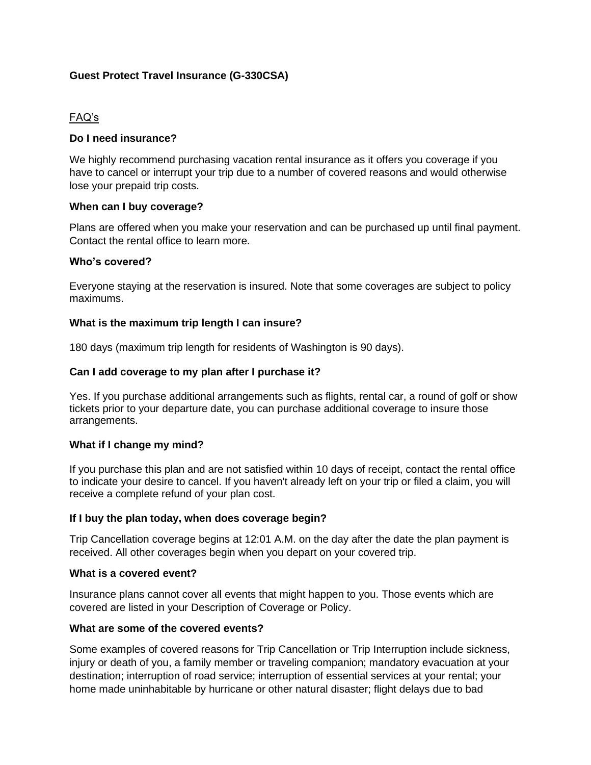# Guest Protect Travel Insurance (G-330CSA)

## FAQ's

### Do I need insurance?

We highly recommend purchasing vacation rental insurance as it offers you coverage if you have to cancel or interrupt your trip due to a number of covered reasons and would otherwise lose your prepaid trip costs.

### When can I buy coverage?

Plans are offered when you make your reservation and can be purchased up until final payment. Contact the rental office to learn more.

### Who's covered?

Everyone staying at the reservation is insured. Note that some coverages are subject to policy maximums.

### What is the maximum trip length I can insure?

180 days (maximum trip length for residents of Washington is 90 days).

### Can I add coverage to my plan after I purchase it?

Yes. If you purchase additional arrangements such as flights, rental car, a round of golf or show tickets prior to your departure date, you can purchase additional coverage to insure those arrangements.

### What if I change my mind?

If you purchase this plan and are not satisfied within 10 days of receipt, contact the rental office to indicate your desire to cancel. If you haven't already left on your trip or filed a claim, you will receive a complete refund of your plan cost.

### If I buy the plan today, when does coverage begin?

Trip Cancellation coverage begins at 12:01 A.M. on the day after the date the plan payment is received. All other coverages begin when you depart on your covered trip.

### What is a covered event?

Insurance plans cannot cover all events that might happen to you. Those events which are covered are listed in your Description of Coverage or Policy.

### What are some of the covered events?

Some examples of covered reasons for Trip Cancellation or Trip Interruption include sickness, injury or death of you, a family member or traveling companion; mandatory evacuation at your destination; interruption of road service; interruption of essential services at your rental; your home made uninhabitable by hurricane or other natural disaster; flight delays due to bad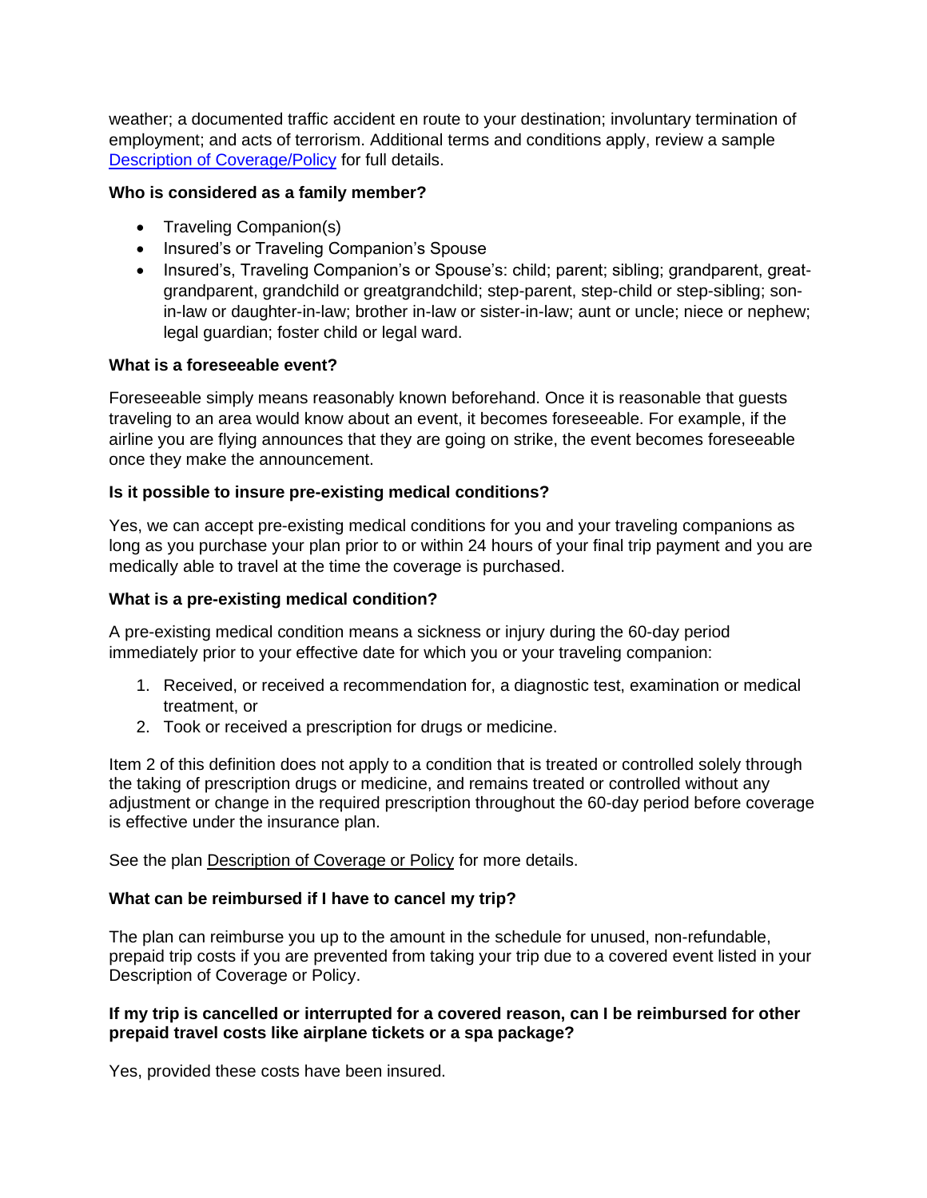weather; a documented traffic accident en route to your destination; involuntary termination of employment; and acts of terrorism. Additional terms and conditions apply, review a sample [Description of Coverage/Policy]() for full details.

**Who is considered as a family member?**

- Traveling Companion(s)
- Insured's or Traveling Companion's Spouse
- Insured's, Traveling Companion's or Spouse's: child; parent; sibling; grandparent, great-grandparent, grandchild or greatgrandchild; step-parent, step-child or step-sibling; son-in-law or daughter-in-law; brother in-law or sister-in-law; aunt or uncle; niece or nephew; legal guardian; foster child or legal ward.

**What is a foreseeable event?**

Foreseeable simply means reasonably known beforehand. Once it is reasonable that guests traveling to an area would know about an event, it becomes foreseeable. For example, if the airline you are flying announces that they are going on strike, the event becomes foreseeable once they make the announcement.

**Is it possible to insure pre-existing medical conditions?**

Yes, we can accept pre-existing medical conditions for you and your traveling companions as long as you purchase your plan prior to or within 24 hours of your final trip payment and you are medically able to travel at the time the coverage is purchased.

**What is a pre-existing medical condition?**

A pre-existing medical condition means a sickness or injury during the 60-day period immediately prior to your effective date for which you or your traveling companion:

1. Received, or received a recommendation for, a diagnostic test, examination or medical treatment, or
2. Took or received a prescription for drugs or medicine.

Item 2 of this definition does not apply to a condition that is treated or controlled solely through the taking of prescription drugs or medicine, and remains treated or controlled without any adjustment or change in the required prescription throughout the 60-day period before coverage is effective under the insurance plan.

See the plan Description of Coverage or Policy for more details.

**What can be reimbursed if I have to cancel my trip?**

The plan can reimburse you up to the amount in the schedule for unused, non-refundable, prepaid trip costs if you are prevented from taking your trip due to a covered event listed in your Description of Coverage or Policy.

**If my trip is cancelled or interrupted for a covered reason, can I be reimbursed for other prepaid travel costs like airplane tickets or a spa package?**

Yes, provided these costs have been insured.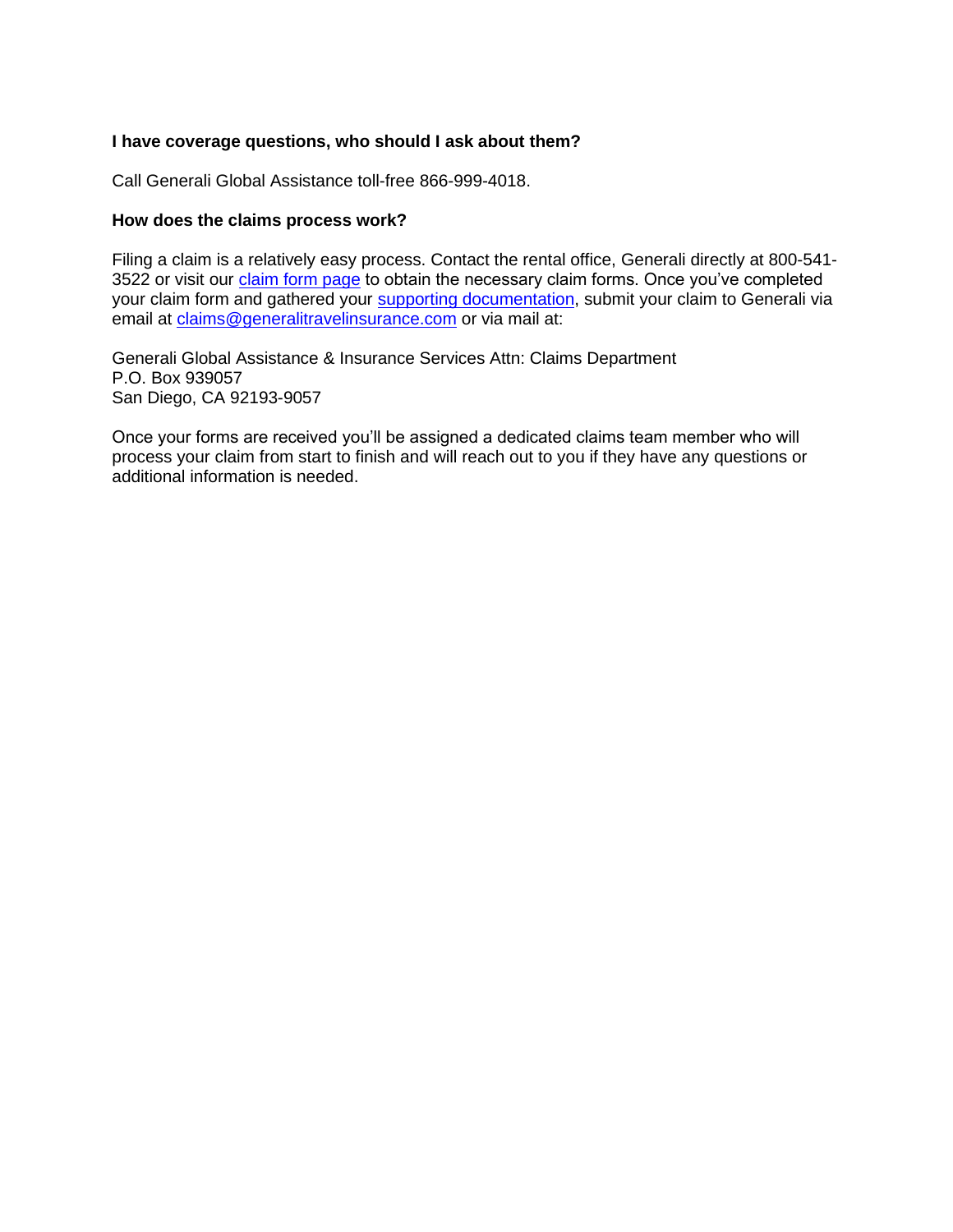**I have coverage questions, who should I ask about them?**

Call Generali Global Assistance toll-free 866-999-4018.

**How does the claims process work?**

Filing a claim is a relatively easy process. Contact the rental office, Generali directly at 800-541-3522 or visit our claim form page to obtain the necessary claim forms. Once you've completed your claim form and gathered your supporting documentation, submit your claim to Generali via email at claims@generalitravelinsurance.com or via mail at:

Generali Global Assistance & Insurance Services Attn: Claims Department
P.O. Box 939057
San Diego, CA 92193-9057

Once your forms are received you'll be assigned a dedicated claims team member who will process your claim from start to finish and will reach out to you if they have any questions or additional information is needed.